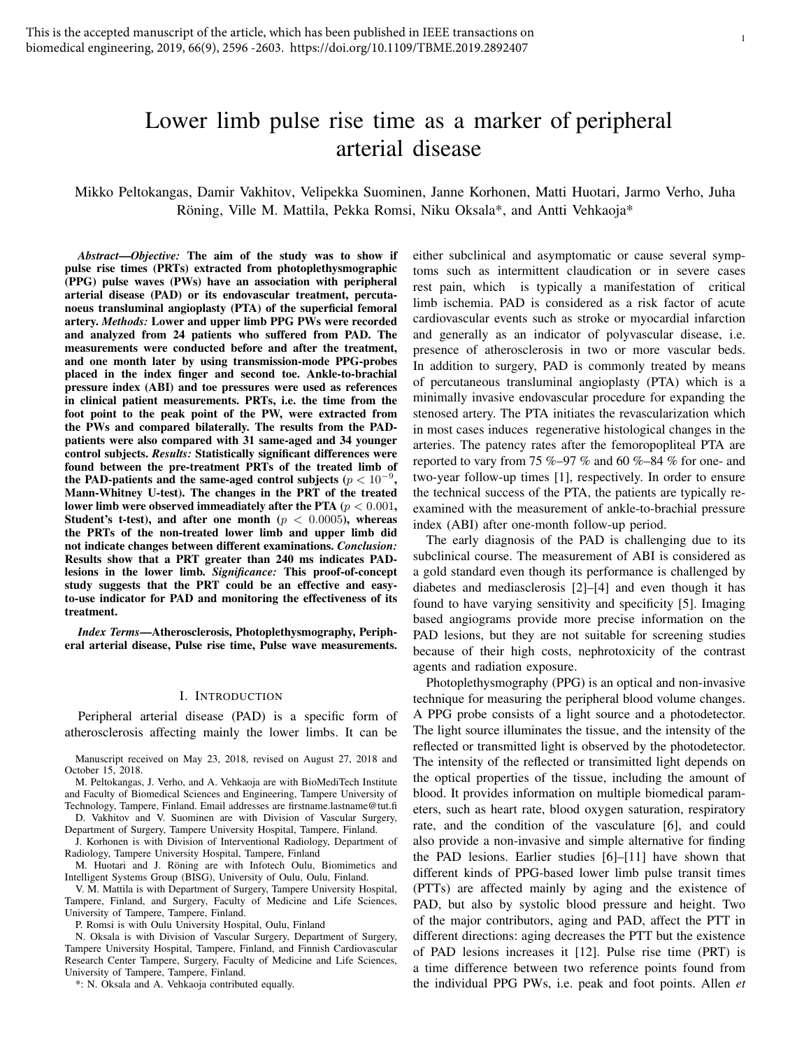This is the accepted manuscript of the article, which has been published in IEEE transactions on biomedical engineering, 2019, 66(9), 2596 -2603. https://doi.org/10.1109/TBME.2019.2892407

# Lower limb pulse rise time as a marker of peripheral arterial disease

Mikko Peltokangas, Damir Vakhitov, Velipekka Suominen, Janne Korhonen, Matti Huotari, Jarmo Verho, Juha Röning, Ville M. Mattila, Pekka Romsi, Niku Oksala*, and Antti Vehkaoja*

***Abstract*—*Objective:* The aim of the study was to show if pulse rise times (PRTs) extracted from photoplethysmographic (PPG) pulse waves (PWs) have an association with peripheral arterial disease (PAD) or its endovascular treatment, percutaneous transluminal angioplasty (PTA) of the superficial femoral artery. *Methods:* Lower and upper limb PPG PWs were recorded and analyzed from 24 patients who suffered from PAD. The measurements were conducted before and after the treatment, and one month later by using transmission-mode PPG-probes placed in the index finger and second toe. Ankle-to-brachial pressure index (ABI) and toe pressures were used as references in clinical patient measurements. PRTs, i.e. the time from the foot point to the peak point of the PW, were extracted from the PWs and compared bilaterally. The results from the PAD-patients were also compared with 31 same-aged and 34 younger control subjects. *Results:* Statistically significant differences were found between the pre-treatment PRTs of the treated limb of the PAD-patients and the same-aged control subjects ($p < 10^{-9}$, Mann-Whitney U-test). The changes in the PRT of the treated lower limb were observed immeadiately after the PTA ($p < 0.001$, Student's t-test), and after one month ($p < 0.0005$), whereas the PRTs of the non-treated lower limb and upper limb did not indicate changes between different examinations. *Conclusion:* Results show that a PRT greater than 240 ms indicates PAD-lesions in the lower limb. *Significance:* This proof-of-concept study suggests that the PRT could be an effective and easy-to-use indicator for PAD and monitoring the effectiveness of its treatment.**

***Index Terms*—Atherosclerosis, Photoplethysmography, Peripheral arterial disease, Pulse rise time, Pulse wave measurements.**

## I. Introduction

Peripheral arterial disease (PAD) is a specific form of atherosclerosis affecting mainly the lower limbs. It can be either subclinical and asymptomatic or cause several symptoms such as intermittent claudication or in severe cases rest pain, which is typically a manifestation of critical limb ischemia. PAD is considered as a risk factor of acute cardiovascular events such as stroke or myocardial infarction and generally as an indicator of polyvascular disease, i.e. presence of atherosclerosis in two or more vascular beds. In addition to surgery, PAD is commonly treated by means of percutaneous transluminal angioplasty (PTA) which is a minimally invasive endovascular procedure for expanding the stenosed artery. The PTA initiates the revascularization which in most cases induces regenerative histological changes in the arteries. The patency rates after the femoropopliteal PTA are reported to vary from 75 %–97 % and 60 %–84 % for one- and two-year follow-up times [1], respectively. In order to ensure the technical success of the PTA, the patients are typically re-examined with the measurement of ankle-to-brachial pressure index (ABI) after one-month follow-up period.

The early diagnosis of the PAD is challenging due to its subclinical course. The measurement of ABI is considered as a gold standard even though its performance is challenged by diabetes and mediasclerosis [2]–[4] and even though it has found to have varying sensitivity and specificity [5]. Imaging based angiograms provide more precise information on the PAD lesions, but they are not suitable for screening studies because of their high costs, nephrotoxicity of the contrast agents and radiation exposure.

Photoplethysmography (PPG) is an optical and non-invasive technique for measuring the peripheral blood volume changes. A PPG probe consists of a light source and a photodetector. The light source illuminates the tissue, and the intensity of the reflected or transmitted light is observed by the photodetector. The intensity of the reflected or transimitted light depends on the optical properties of the tissue, including the amount of blood. It provides information on multiple biomedical parameters, such as heart rate, blood oxygen saturation, respiratory rate, and the condition of the vasculature [6], and could also provide a non-invasive and simple alternative for finding the PAD lesions. Earlier studies [6]–[11] have shown that different kinds of PPG-based lower limb pulse transit times (PTTs) are affected mainly by aging and the existence of PAD, but also by systolic blood pressure and height. Two of the major contributors, aging and PAD, affect the PTT in different directions: aging decreases the PTT but the existence of PAD lesions increases it [12]. Pulse rise time (PRT) is a time difference between two reference points found from the individual PPG PWs, i.e. peak and foot points. Allen *et*

Manuscript received on May 23, 2018, revised on August 27, 2018 and October 15, 2018.

M. Peltokangas, J. Verho, and A. Vehkaoja are with BioMediTech Institute and Faculty of Biomedical Sciences and Engineering, Tampere University of Technology, Tampere, Finland. Email addresses are firstname.lastname@tut.fi

D. Vakhitov and V. Suominen are with Division of Vascular Surgery, Department of Surgery, Tampere University Hospital, Tampere, Finland.

J. Korhonen is with Division of Interventional Radiology, Department of Radiology, Tampere University Hospital, Tampere, Finland

M. Huotari and J. Röning are with Infotech Oulu, Biomimetics and Intelligent Systems Group (BISG), University of Oulu, Oulu, Finland.

V. M. Mattila is with Department of Surgery, Tampere University Hospital, Tampere, Finland, and Surgery, Faculty of Medicine and Life Sciences, University of Tampere, Tampere, Finland.

P. Romsi is with Oulu University Hospital, Oulu, Finland

N. Oksala is with Division of Vascular Surgery, Department of Surgery, Tampere University Hospital, Tampere, Finland, and Finnish Cardiovascular Research Center Tampere, Surgery, Faculty of Medicine and Life Sciences, University of Tampere, Tampere, Finland.

*: N. Oksala and A. Vehkaoja contributed equally.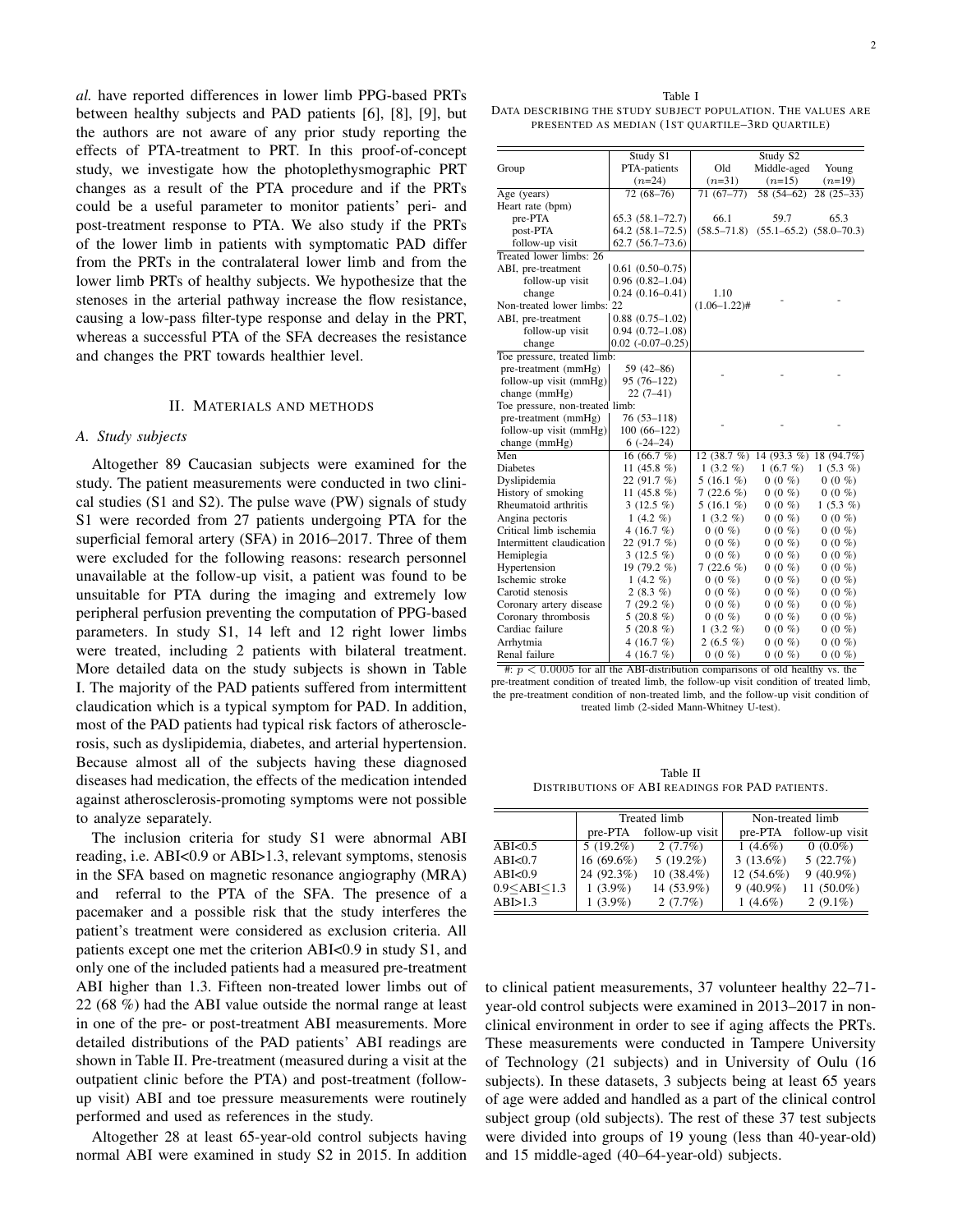*al.* have reported differences in lower limb PPG-based PRTs between healthy subjects and PAD patients [6], [8], [9], but the authors are not aware of any prior study reporting the effects of PTA-treatment to PRT. In this proof-of-concept study, we investigate how the photoplethysmographic PRT changes as a result of the PTA procedure and if the PRTs could be a useful parameter to monitor patients' peri- and post-treatment response to PTA. We also study if the PRTs of the lower limb in patients with symptomatic PAD differ from the PRTs in the contralateral lower limb and from the lower limb PRTs of healthy subjects. We hypothesize that the stenoses in the arterial pathway increase the flow resistance, causing a low-pass filter-type response and delay in the PRT, whereas a successful PTA of the SFA decreases the resistance and changes the PRT towards healthier level.

## II. Materials and methods

### A. Study subjects

Altogether 89 Caucasian subjects were examined for the study. The patient measurements were conducted in two clinical studies (S1 and S2). The pulse wave (PW) signals of study S1 were recorded from 27 patients undergoing PTA for the superficial femoral artery (SFA) in 2016–2017. Three of them were excluded for the following reasons: research personnel unavailable at the follow-up visit, a patient was found to be unsuitable for PTA during the imaging and extremely low peripheral perfusion preventing the computation of PPG-based parameters. In study S1, 14 left and 12 right lower limbs were treated, including 2 patients with bilateral treatment. More detailed data on the study subjects is shown in Table I. The majority of the PAD patients suffered from intermittent claudication which is a typical symptom for PAD. In addition, most of the PAD patients had typical risk factors of atherosclerosis, such as dyslipidemia, diabetes, and arterial hypertension. Because almost all of the subjects having these diagnosed diseases had medication, the effects of the medication intended against atherosclerosis-promoting symptoms were not possible to analyze separately.

The inclusion criteria for study S1 were abnormal ABI reading, i.e. ABI<0.9 or ABI>1.3, relevant symptoms, stenosis in the SFA based on magnetic resonance angiography (MRA) and referral to the PTA of the SFA. The presence of a pacemaker and a possible risk that the study interferes the patient's treatment were considered as exclusion criteria. All patients except one met the criterion ABI<0.9 in study S1, and only one of the included patients had a measured pre-treatment ABI higher than 1.3. Fifteen non-treated lower limbs out of 22 (68 %) had the ABI value outside the normal range at least in one of the pre- or post-treatment ABI measurements. More detailed distributions of the PAD patients' ABI readings are shown in Table II. Pre-treatment (measured during a visit at the outpatient clinic before the PTA) and post-treatment (follow-up visit) ABI and toe pressure measurements were routinely performed and used as references in the study.

Altogether 28 at least 65-year-old control subjects having normal ABI were examined in study S2 in 2015. In addition to clinical patient measurements, 37 volunteer healthy 22–71-year-old control subjects were examined in 2013–2017 in non-clinical environment in order to see if aging affects the PRTs. These measurements were conducted in Tampere University of Technology (21 subjects) and in University of Oulu (16 subjects). In these datasets, 3 subjects being at least 65 years of age were added and handled as a part of the clinical control subject group (old subjects). The rest of these 37 test subjects were divided into groups of 19 young (less than 40-year-old) and 15 middle-aged (40–64-year-old) subjects.

Table I
Data describing the study subject population. The values are presented as median (1st quartile–3rd quartile)

| Group | Study S1 PTA-patients ($n$=24) | Study S2 Old ($n$=31) | Middle-aged ($n$=15) | Young ($n$=19) |
|---|---|---|---|---|
| Age (years) | 72 (68–76) | 71 (67–77) | 58 (54–62) | 28 (25–33) |
| Heart rate (bpm) | | | | |
| pre-PTA | 65.3 (58.1–72.7) | 66.1 | 59.7 | 65.3 |
| post-PTA | 64.2 (58.1–72.5) | (58.5–71.8) | (55.1–65.2) | (58.0–70.3) |
| follow-up visit | 62.7 (56.7–73.6) | | | |
| Treated lower limbs: 26 | | | | |
| ABI, pre-treatment | 0.61 (0.50–0.75) | | | |
| follow-up visit | 0.96 (0.82–1.04) | | | |
| change | 0.24 (0.16–0.41) | 1.10 | - | - |
| Non-treated lower limbs: 22 | | (1.06–1.22)# | | |
| ABI, pre-treatment | 0.88 (0.75–1.02) | | | |
| follow-up visit | 0.94 (0.72–1.08) | | | |
| change | 0.02 (-0.07–0.25) | | | |
| Toe pressure, treated limb: | | | | |
| pre-treatment (mmHg) | 59 (42–86) | | | |
| follow-up visit (mmHg) | 95 (76–122) | - | - | - |
| change (mmHg) | 22 (7–41) | | | |
| Toe pressure, non-treated limb: | | | | |
| pre-treatment (mmHg) | 76 (53–118) | | | |
| follow-up visit (mmHg) | 100 (66–122) | - | - | - |
| change (mmHg) | 6 (-24–24) | | | |
| Men | 16 (66.7 %) | 12 (38.7 %) | 14 (93.3 %) | 18 (94.7%) |
| Diabetes | 11 (45.8 %) | 1 (3.2 %) | 1 (6.7 %) | 1 (5.3 %) |
| Dyslipidemia | 22 (91.7 %) | 5 (16.1 %) | 0 (0 %) | 0 (0 %) |
| History of smoking | 11 (45.8 %) | 7 (22.6 %) | 0 (0 %) | 0 (0 %) |
| Rheumatoid arthritis | 3 (12.5 %) | 5 (16.1 %) | 0 (0 %) | 1 (5.3 %) |
| Angina pectoris | 1 (4.2 %) | 1 (3.2 %) | 0 (0 %) | 0 (0 %) |
| Critical limb ischemia | 4 (16.7 %) | 0 (0 %) | 0 (0 %) | 0 (0 %) |
| Intermittent claudication | 22 (91.7 %) | 0 (0 %) | 0 (0 %) | 0 (0 %) |
| Hemiplegia | 3 (12.5 %) | 0 (0 %) | 0 (0 %) | 0 (0 %) |
| Hypertension | 19 (79.2 %) | 7 (22.6 %) | 0 (0 %) | 0 (0 %) |
| Ischemic stroke | 1 (4.2 %) | 0 (0 %) | 0 (0 %) | 0 (0 %) |
| Carotid stenosis | 2 (8.3 %) | 0 (0 %) | 0 (0 %) | 0 (0 %) |
| Coronary artery disease | 7 (29.2 %) | 0 (0 %) | 0 (0 %) | 0 (0 %) |
| Coronary thrombosis | 5 (20.8 %) | 0 (0 %) | 0 (0 %) | 0 (0 %) |
| Cardiac failure | 5 (20.8 %) | 1 (3.2 %) | 0 (0 %) | 0 (0 %) |
| Arrhytmia | 4 (16.7 %) | 2 (6.5 %) | 0 (0 %) | 0 (0 %) |
| Renal failure | 4 (16.7 %) | 0 (0 %) | 0 (0 %) | 0 (0 %) |

#: $p < 0.0005$ for all the ABI-distribution comparisons of old healthy vs. the pre-treatment condition of treated limb, the follow-up visit condition of treated limb, the pre-treatment condition of non-treated limb, and the follow-up visit condition of treated limb (2-sided Mann-Whitney U-test).

Table II
Distributions of ABI readings for PAD patients.

| | Treated limb | | Non-treated limb | |
|---|---|---|---|---|
| | pre-PTA | follow-up visit | pre-PTA | follow-up visit |
| ABI<0.5 | 5 (19.2%) | 2 (7.7%) | 1 (4.6%) | 0 (0.0%) |
| ABI<0.7 | 16 (69.6%) | 5 (19.2%) | 3 (13.6%) | 5 (22.7%) |
| ABI<0.9 | 24 (92.3%) | 10 (38.4%) | 12 (54.6%) | 9 (40.9%) |
| 0.9≤ABI≤1.3 | 1 (3.9%) | 14 (53.9%) | 9 (40.9%) | 11 (50.0%) |
| ABI>1.3 | 1 (3.9%) | 2 (7.7%) | 1 (4.6%) | 2 (9.1%) |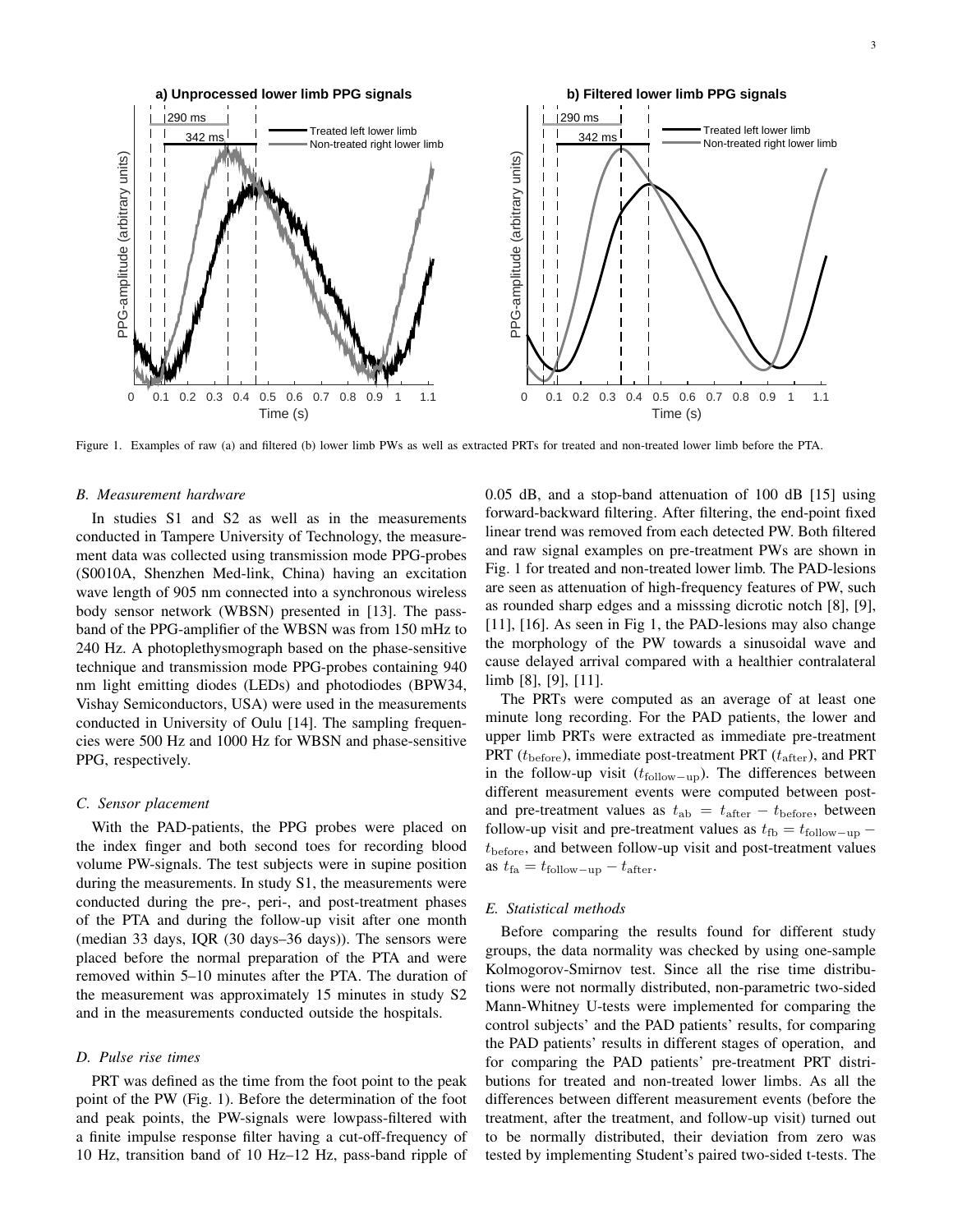Figure 1. Examples of raw (a) and filtered (b) lower limb PWs as well as extracted PRTs for treated and non-treated lower limb before the PTA.

### B. Measurement hardware

In studies S1 and S2 as well as in the measurements conducted in Tampere University of Technology, the measurement data was collected using transmission mode PPG-probes (S0010A, Shenzhen Med-link, China) having an excitation wave length of 905 nm connected into a synchronous wireless body sensor network (WBSN) presented in [13]. The pass-band of the PPG-amplifier of the WBSN was from 150 mHz to 240 Hz. A photoplethysmograph based on the phase-sensitive technique and transmission mode PPG-probes containing 940 nm light emitting diodes (LEDs) and photodiodes (BPW34, Vishay Semiconductors, USA) were used in the measurements conducted in University of Oulu [14]. The sampling frequencies were 500 Hz and 1000 Hz for WBSN and phase-sensitive PPG, respectively.

### C. Sensor placement

With the PAD-patients, the PPG probes were placed on the index finger and both second toes for recording blood volume PW-signals. The test subjects were in supine position during the measurements. In study S1, the measurements were conducted during the pre-, peri-, and post-treatment phases of the PTA and during the follow-up visit after one month (median 33 days, IQR (30 days–36 days)). The sensors were placed before the normal preparation of the PTA and were removed within 5–10 minutes after the PTA. The duration of the measurement was approximately 15 minutes in study S2 and in the measurements conducted outside the hospitals.

### D. Pulse rise times

PRT was defined as the time from the foot point to the peak point of the PW (Fig. 1). Before the determination of the foot and peak points, the PW-signals were lowpass-filtered with a finite impulse response filter having a cut-off-frequency of 10 Hz, transition band of 10 Hz–12 Hz, pass-band ripple of 0.05 dB, and a stop-band attenuation of 100 dB [15] using forward-backward filtering. After filtering, the end-point fixed linear trend was removed from each detected PW. Both filtered and raw signal examples on pre-treatment PWs are shown in Fig. 1 for treated and non-treated lower limb. The PAD-lesions are seen as attenuation of high-frequency features of PW, such as rounded sharp edges and a misssing dicrotic notch [8], [9], [11], [16]. As seen in Fig 1, the PAD-lesions may also change the morphology of the PW towards a sinusoidal wave and cause delayed arrival compared with a healthier contralateral limb [8], [9], [11].

The PRTs were computed as an average of at least one minute long recording. For the PAD patients, the lower and upper limb PRTs were extracted as immediate pre-treatment PRT ($t_{\text{before}}$), immediate post-treatment PRT ($t_{\text{after}}$), and PRT in the follow-up visit ($t_{\text{follow-up}}$). The differences between different measurement events were computed between post- and pre-treatment values as $t_{\text{ab}} = t_{\text{after}} - t_{\text{before}}$, between follow-up visit and pre-treatment values as $t_{\text{fb}} = t_{\text{follow-up}} - t_{\text{before}}$, and between follow-up visit and post-treatment values as $t_{\text{fa}} = t_{\text{follow-up}} - t_{\text{after}}$.

### E. Statistical methods

Before comparing the results found for different study groups, the data normality was checked by using one-sample Kolmogorov-Smirnov test. Since all the rise time distributions were not normally distributed, non-parametric two-sided Mann-Whitney U-tests were implemented for comparing the control subjects' and the PAD patients' results, for comparing the PAD patients' results in different stages of operation, and for comparing the PAD patients' pre-treatment PRT distributions for treated and non-treated lower limbs. As all the differences between different measurement events (before the treatment, after the treatment, and follow-up visit) turned out to be normally distributed, their deviation from zero was tested by implementing Student's paired two-sided t-tests. The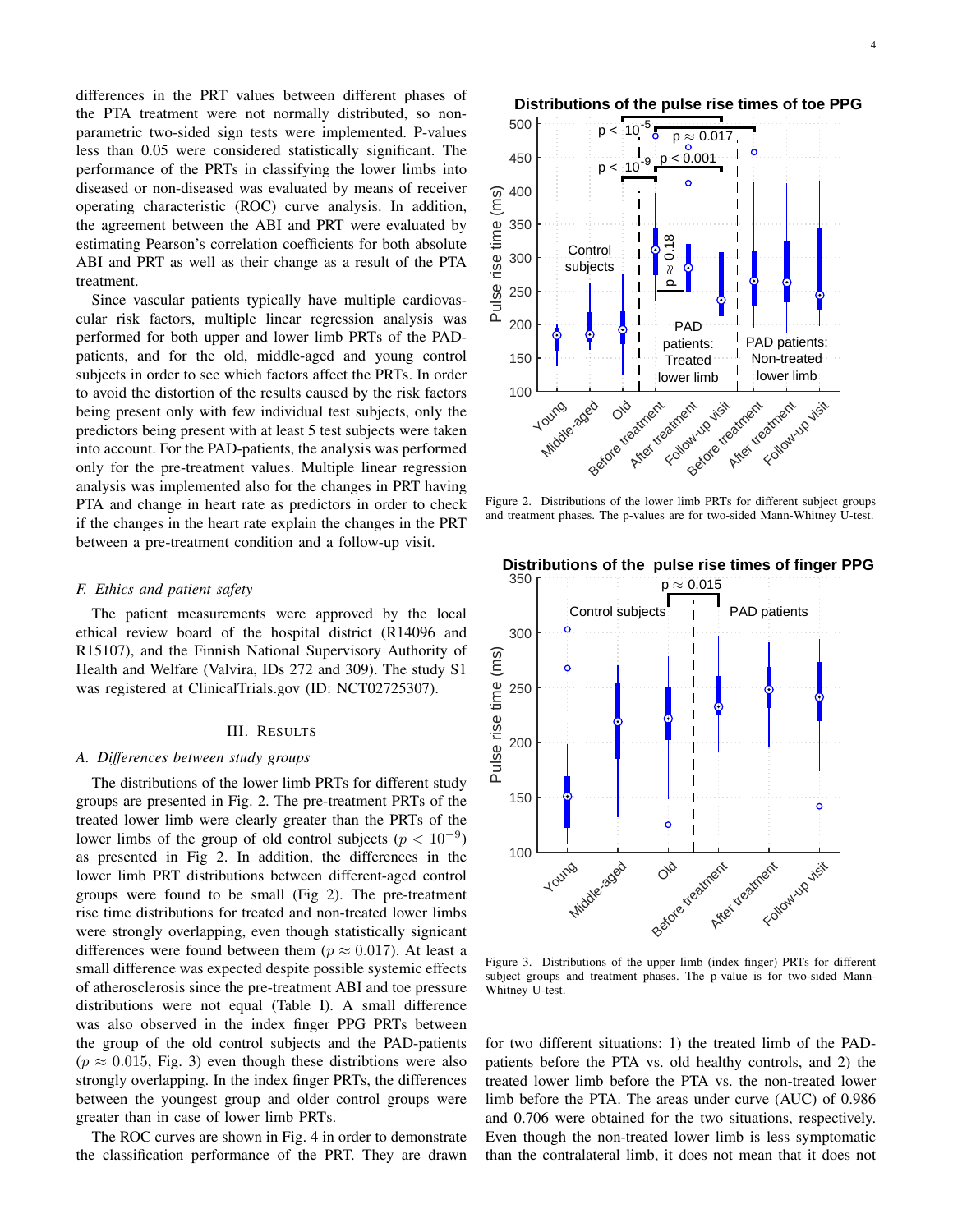differences in the PRT values between different phases of the PTA treatment were not normally distributed, so non-parametric two-sided sign tests were implemented. P-values less than 0.05 were considered statistically significant. The performance of the PRTs in classifying the lower limbs into diseased or non-diseased was evaluated by means of receiver operating characteristic (ROC) curve analysis. In addition, the agreement between the ABI and PRT were evaluated by estimating Pearson's correlation coefficients for both absolute ABI and PRT as well as their change as a result of the PTA treatment.

Since vascular patients typically have multiple cardiovascular risk factors, multiple linear regression analysis was performed for both upper and lower limb PRTs of the PAD-patients, and for the old, middle-aged and young control subjects in order to see which factors affect the PRTs. In order to avoid the distortion of the results caused by the risk factors being present only with few individual test subjects, only the predictors being present with at least 5 test subjects were taken into account. For the PAD-patients, the analysis was performed only for the pre-treatment values. Multiple linear regression analysis was implemented also for the changes in PRT having PTA and change in heart rate as predictors in order to check if the changes in the heart rate explain the changes in the PRT between a pre-treatment condition and a follow-up visit.

### *F. Ethics and patient safety*

The patient measurements were approved by the local ethical review board of the hospital district (R14096 and R15107), and the Finnish National Supervisory Authority of Health and Welfare (Valvira, IDs 272 and 309). The study S1 was registered at ClinicalTrials.gov (ID: NCT02725307).

## III. Results

### *A. Differences between study groups*

The distributions of the lower limb PRTs for different study groups are presented in Fig. 2. The pre-treatment PRTs of the treated lower limb were clearly greater than the PRTs of the lower limbs of the group of old control subjects ($p < 10^{-9}$) as presented in Fig 2. In addition, the differences in the lower limb PRT distributions between different-aged control groups were found to be small (Fig 2). The pre-treatment rise time distributions for treated and non-treated lower limbs were strongly overlapping, even though statistically signicant differences were found between them ($p \approx 0.017$). At least a small difference was expected despite possible systemic effects of atherosclerosis since the pre-treatment ABI and toe pressure distributions were not equal (Table I). A small difference was also observed in the index finger PPG PRTs between the group of the old control subjects and the PAD-patients ($p \approx 0.015$, Fig. 3) even though these distributions were also strongly overlapping. In the index finger PRTs, the differences between the youngest group and older control groups were greater than in case of lower limb PRTs.

The ROC curves are shown in Fig. 4 in order to demonstrate the classification performance of the PRT. They are drawn

Figure 2. Distributions of the lower limb PRTs for different subject groups and treatment phases. The p-values are for two-sided Mann-Whitney U-test.

Figure 3. Distributions of the upper limb (index finger) PRTs for different subject groups and treatment phases. The p-value is for two-sided Mann-Whitney U-test.

for two different situations: 1) the treated limb of the PAD-patients before the PTA vs. old healthy controls, and 2) the treated lower limb before the PTA vs. the non-treated lower limb before the PTA. The areas under curve (AUC) of 0.986 and 0.706 were obtained for the two situations, respectively. Even though the non-treated lower limb is less symptomatic than the contralateral limb, it does not mean that it does not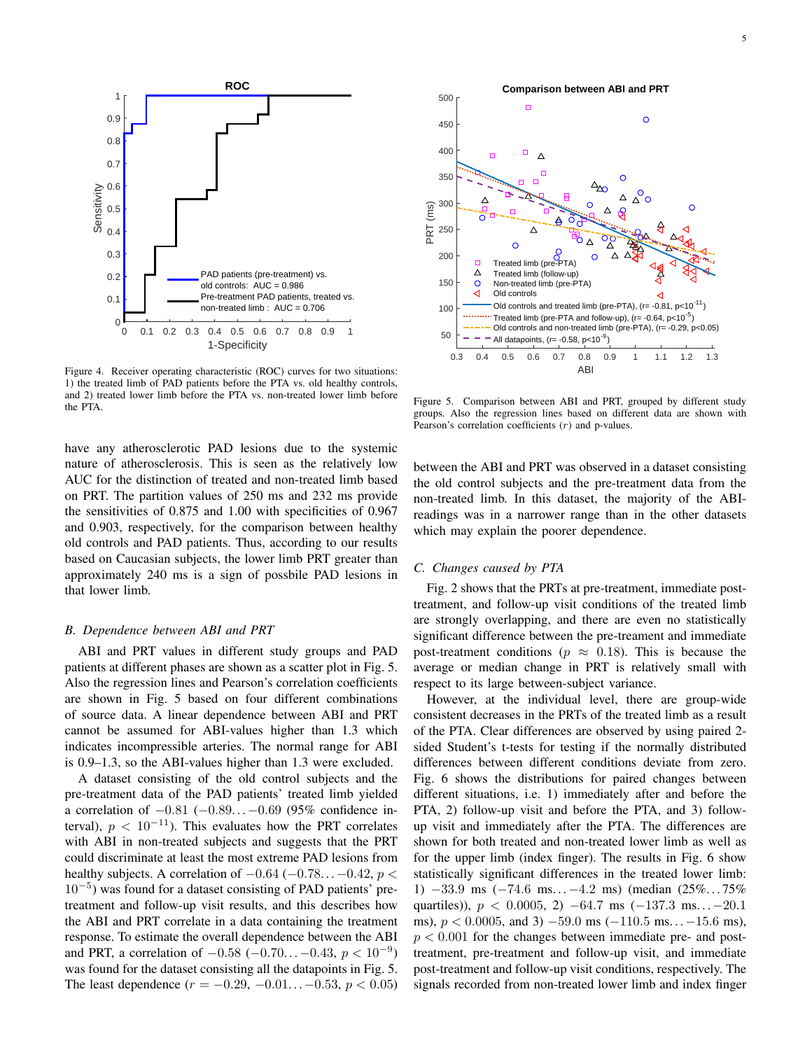Figure 4. Receiver operating characteristic (ROC) curves for two situations: 1) the treated limb of PAD patients before the PTA vs. old healthy controls, and 2) treated lower limb before the PTA vs. non-treated lower limb before the PTA.

Figure 5. Comparison between ABI and PRT, grouped by different study groups. Also the regression lines based on different data are shown with Pearson's correlation coefficients ($r$) and p-values.

have any atherosclerotic PAD lesions due to the systemic nature of atherosclerosis. This is seen as the relatively low AUC for the distinction of treated and non-treated limb based on PRT. The partition values of 250 ms and 232 ms provide the sensitivities of 0.875 and 1.00 with specificities of 0.967 and 0.903, respectively, for the comparison between healthy old controls and PAD patients. Thus, according to our results based on Caucasian subjects, the lower limb PRT greater than approximately 240 ms is a sign of possbile PAD lesions in that lower limb.

## B. Dependence between ABI and PRT

ABI and PRT values in different study groups and PAD patients at different phases are shown as a scatter plot in Fig. 5. Also the regression lines and Pearson's correlation coefficients are shown in Fig. 5 based on four different combinations of source data. A linear dependence between ABI and PRT cannot be assumed for ABI-values higher than 1.3 which indicates incompressible arteries. The normal range for ABI is 0.9–1.3, so the ABI-values higher than 1.3 were excluded.

A dataset consisting of the old control subjects and the pre-treatment data of the PAD patients' treated limb yielded a correlation of $-0.81$ ($-0.89\ldots-0.69$ (95% confidence interval), $p < 10^{-11}$). This evaluates how the PRT correlates with ABI in non-treated subjects and suggests that the PRT could discriminate at least the most extreme PAD lesions from healthy subjects. A correlation of $-0.64$ ($-0.78\ldots-0.42$, $p < 10^{-5}$) was found for a dataset consisting of PAD patients' pre-treatment and follow-up visit results, and this describes how the ABI and PRT correlate in a data containing the treatment response. To estimate the overall dependence between the ABI and PRT, a correlation of $-0.58$ ($-0.70\ldots-0.43$, $p < 10^{-9}$) was found for the dataset consisting all the datapoints in Fig. 5. The least dependence ($r = -0.29$, $-0.01\ldots-0.53$, $p < 0.05$) between the ABI and PRT was observed in a dataset consisting the old control subjects and the pre-treatment data from the non-treated limb. In this dataset, the majority of the ABI-readings was in a narrower range than in the other datasets which may explain the poorer dependence.

## C. Changes caused by PTA

Fig. 2 shows that the PRTs at pre-treatment, immediate post-treatment, and follow-up visit conditions of the treated limb are strongly overlapping, and there are even no statistically significant difference between the pre-treament and immediate post-treatment conditions ($p \approx 0.18$). This is because the average or median change in PRT is relatively small with respect to its large between-subject variance.

However, at the individual level, there are group-wide consistent decreases in the PRTs of the treated limb as a result of the PTA. Clear differences are observed by using paired 2-sided Student's t-tests for testing if the normally distributed differences between different conditions deviate from zero. Fig. 6 shows the distributions for paired changes between different situations, i.e. 1) immediately after and before the PTA, 2) follow-up visit and before the PTA, and 3) follow-up visit and immediately after the PTA. The differences are shown for both treated and non-treated lower limb as well as for the upper limb (index finger). The results in Fig. 6 show statistically significant differences in the treated lower limb: 1) $-33.9$ ms ($-74.6$ ms$\ldots-4.2$ ms) (median (25%$\ldots$75% quartiles)), $p < 0.0005$, 2) $-64.7$ ms ($-137.3$ ms$\ldots-20.1$ ms), $p < 0.0005$, and 3) $-59.0$ ms ($-110.5$ ms$\ldots-15.6$ ms), $p < 0.001$ for the changes between immediate pre- and post-treatment, pre-treatment and follow-up visit, and immediate post-treatment and follow-up visit conditions, respectively. The signals recorded from non-treated lower limb and index finger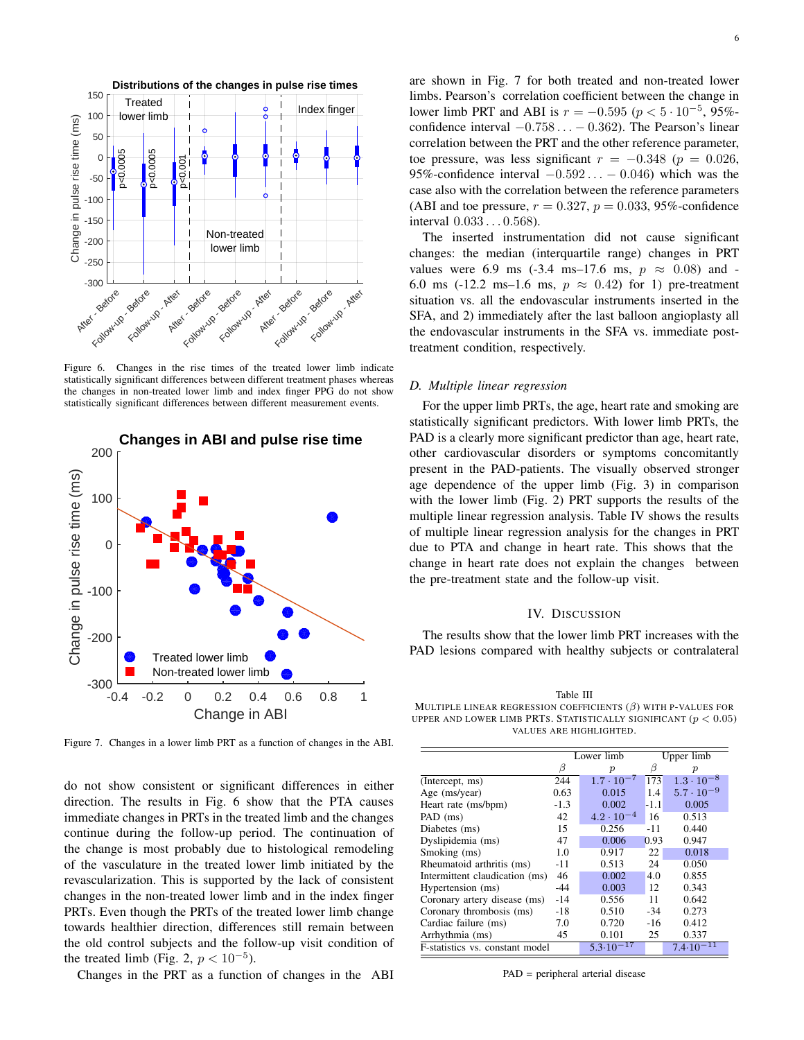Figure 6. Changes in the rise times of the treated lower limb indicate statistically significant differences between different treatment phases whereas the changes in non-treated lower limb and index finger PPG do not show statistically significant differences between different measurement events.

Figure 7. Changes in a lower limb PRT as a function of changes in the ABI.

do not show consistent or significant differences in either direction. The results in Fig. 6 show that the PTA causes immediate changes in PRTs in the treated limb and the changes continue during the follow-up period. The continuation of the change is most probably due to histological remodeling of the vasculature in the treated lower limb initiated by the revascularization. This is supported by the lack of consistent changes in the non-treated lower limb and in the index finger PRTs. Even though the PRTs of the treated lower limb change towards healthier direction, differences still remain between the old control subjects and the follow-up visit condition of the treated limb (Fig. 2, $p < 10^{-5}$).

Changes in the PRT as a function of changes in the ABI are shown in Fig. 7 for both treated and non-treated lower limbs. Pearson's correlation coefficient between the change in lower limb PRT and ABI is $r = -0.595$ ($p < 5 \cdot 10^{-5}$, 95%-confidence interval $-0.758 \ldots -0.362$). The Pearson's linear correlation between the PRT and the other reference parameter, toe pressure, was less significant $r = -0.348$ ($p = 0.026$, 95%-confidence interval $-0.592 \ldots -0.046$) which was the case also with the correlation between the reference parameters (ABI and toe pressure, $r = 0.327$, $p = 0.033$, 95%-confidence interval $0.033 \ldots 0.568$).

The inserted instrumentation did not cause significant changes: the median (interquartile range) changes in PRT values were 6.9 ms (-3.4 ms–17.6 ms, $p \approx 0.08$) and -6.0 ms (-12.2 ms–1.6 ms, $p \approx 0.42$) for 1) pre-treatment situation vs. all the endovascular instruments inserted in the SFA, and 2) immediately after the last balloon angioplasty all the endovascular instruments in the SFA vs. immediate post-treatment condition, respectively.

### D. Multiple linear regression

For the upper limb PRTs, the age, heart rate and smoking are statistically significant predictors. With lower limb PRTs, the PAD is a clearly more significant predictor than age, heart rate, other cardiovascular disorders or symptoms concomitantly present in the PAD-patients. The visually observed stronger age dependence of the upper limb (Fig. 3) in comparison with the lower limb (Fig. 2) PRT supports the results of the multiple linear regression analysis. Table IV shows the results of multiple linear regression analysis for the changes in PRT due to PTA and change in heart rate. This shows that the change in heart rate does not explain the changes between the pre-treatment state and the follow-up visit.

## IV. Discussion

The results show that the lower limb PRT increases with the PAD lesions compared with healthy subjects or contralateral

Table III
Multiple linear regression coefficients ($\beta$) with p-values for upper and lower limb PRTs. Statistically significant ($p < 0.05$) values are highlighted.

| | Lower limb | | Upper limb | |
|---|---|---|---|---|
| | $\beta$ | $p$ | $\beta$ | $p$ |
| (Intercept, ms) | 244 | $1.7 \cdot 10^{-7}$ | 173 | $1.3 \cdot 10^{-8}$ |
| Age (ms/year) | 0.63 | 0.015 | 1.4 | $5.7 \cdot 10^{-9}$ |
| Heart rate (ms/bpm) | -1.3 | 0.002 | -1.1 | 0.005 |
| PAD (ms) | 42 | $4.2 \cdot 10^{-4}$ | 16 | 0.513 |
| Diabetes (ms) | 15 | 0.256 | -11 | 0.440 |
| Dyslipidemia (ms) | 47 | 0.006 | 0.93 | 0.947 |
| Smoking (ms) | 1.0 | 0.917 | 22 | 0.018 |
| Rheumatoid arthritis (ms) | -11 | 0.513 | 24 | 0.050 |
| Intermittent claudication (ms) | 46 | 0.002 | 4.0 | 0.855 |
| Hypertension (ms) | -44 | 0.003 | 12 | 0.343 |
| Coronary artery disease (ms) | -14 | 0.556 | 11 | 0.642 |
| Coronary thrombosis (ms) | -18 | 0.510 | -34 | 0.273 |
| Cardiac failure (ms) | 7.0 | 0.720 | -16 | 0.412 |
| Arrhythmia (ms) | 45 | 0.101 | 25 | 0.337 |
| F-statistics vs. constant model | | $5.3 \cdot 10^{-17}$ | | $7.4 \cdot 10^{-11}$ |

PAD = peripheral arterial disease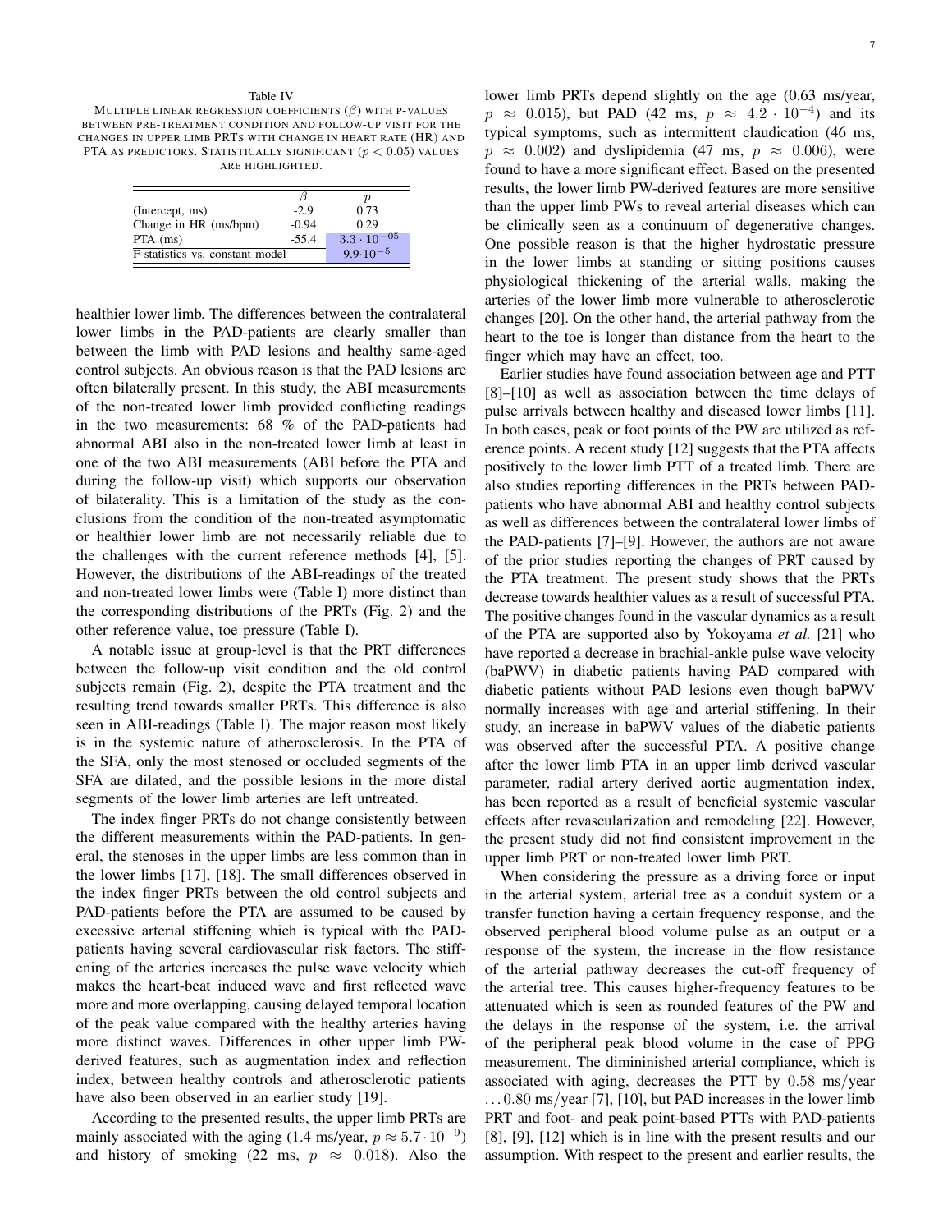Table IV

MULTIPLE LINEAR REGRESSION COEFFICIENTS ($\beta$) WITH P-VALUES BETWEEN PRE-TREATMENT CONDITION AND FOLLOW-UP VISIT FOR THE CHANGES IN UPPER LIMB PRTS WITH CHANGE IN HEART RATE (HR) AND PTA AS PREDICTORS. STATISTICALLY SIGNIFICANT ($p < 0.05$) VALUES ARE HIGHLIGHTED.

| | $\beta$ | $p$ |
|---|---|---|
| (Intercept, ms) | -2.9 | 0.73 |
| Change in HR (ms/bpm) | -0.94 | 0.29 |
| PTA (ms) | -55.4 | $3.3 \cdot 10^{-05}$ |
| F-statistics vs. constant model | | $9.9 \cdot 10^{-5}$ |

healthier lower limb. The differences between the contralateral lower limbs in the PAD-patients are clearly smaller than between the limb with PAD lesions and healthy same-aged control subjects. An obvious reason is that the PAD lesions are often bilaterally present. In this study, the ABI measurements of the non-treated lower limb provided conflicting readings in the two measurements: 68 % of the PAD-patients had abnormal ABI also in the non-treated lower limb at least in one of the two ABI measurements (ABI before the PTA and during the follow-up visit) which supports our observation of bilaterality. This is a limitation of the study as the conclusions from the condition of the non-treated asymptomatic or healthier lower limb are not necessarily reliable due to the challenges with the current reference methods [4], [5]. However, the distributions of the ABI-readings of the treated and non-treated lower limbs were (Table I) more distinct than the corresponding distributions of the PRTs (Fig. 2) and the other reference value, toe pressure (Table I).

A notable issue at group-level is that the PRT differences between the follow-up visit condition and the old control subjects remain (Fig. 2), despite the PTA treatment and the resulting trend towards smaller PRTs. This difference is also seen in ABI-readings (Table I). The major reason most likely is in the systemic nature of atherosclerosis. In the PTA of the SFA, only the most stenosed or occluded segments of the SFA are dilated, and the possible lesions in the more distal segments of the lower limb arteries are left untreated.

The index finger PRTs do not change consistently between the different measurements within the PAD-patients. In general, the stenoses in the upper limbs are less common than in the lower limbs [17], [18]. The small differences observed in the index finger PRTs between the old control subjects and PAD-patients before the PTA are assumed to be caused by excessive arterial stiffening which is typical with the PAD-patients having several cardiovascular risk factors. The stiffening of the arteries increases the pulse wave velocity which makes the heart-beat induced wave and first reflected wave more and more overlapping, causing delayed temporal location of the peak value compared with the healthy arteries having more distinct waves. Differences in other upper limb PW-derived features, such as augmentation index and reflection index, between healthy controls and atherosclerotic patients have also been observed in an earlier study [19].

According to the presented results, the upper limb PRTs are mainly associated with the aging (1.4 ms/year, $p \approx 5.7 \cdot 10^{-9}$) and history of smoking (22 ms, $p \approx 0.018$). Also the lower limb PRTs depend slightly on the age (0.63 ms/year, $p \approx 0.015$), but PAD (42 ms, $p \approx 4.2 \cdot 10^{-4}$) and its typical symptoms, such as intermittent claudication (46 ms, $p \approx 0.002$) and dyslipidemia (47 ms, $p \approx 0.006$), were found to have a more significant effect. Based on the presented results, the lower limb PW-derived features are more sensitive than the upper limb PWs to reveal arterial diseases which can be clinically seen as a continuum of degenerative changes. One possible reason is that the higher hydrostatic pressure in the lower limbs at standing or sitting positions causes physiological thickening of the arterial walls, making the arteries of the lower limb more vulnerable to atherosclerotic changes [20]. On the other hand, the arterial pathway from the heart to the toe is longer than distance from the heart to the finger which may have an effect, too.

Earlier studies have found association between age and PTT [8]–[10] as well as association between the time delays of pulse arrivals between healthy and diseased lower limbs [11]. In both cases, peak or foot points of the PW are utilized as reference points. A recent study [12] suggests that the PTA affects positively to the lower limb PTT of a treated limb. There are also studies reporting differences in the PRTs between PAD-patients who have abnormal ABI and healthy control subjects as well as differences between the contralateral lower limbs of the PAD-patients [7]–[9]. However, the authors are not aware of the prior studies reporting the changes of PRT caused by the PTA treatment. The present study shows that the PRTs decrease towards healthier values as a result of successful PTA. The positive changes found in the vascular dynamics as a result of the PTA are supported also by Yokoyama *et al.* [21] who have reported a decrease in brachial-ankle pulse wave velocity (baPWV) in diabetic patients having PAD compared with diabetic patients without PAD lesions even though baPWV normally increases with age and arterial stiffening. In their study, an increase in baPWV values of the diabetic patients was observed after the successful PTA. A positive change after the lower limb PTA in an upper limb derived vascular parameter, radial artery derived aortic augmentation index, has been reported as a result of beneficial systemic vascular effects after revascularization and remodeling [22]. However, the present study did not find consistent improvement in the upper limb PRT or non-treated lower limb PRT.

When considering the pressure as a driving force or input in the arterial system, arterial tree as a conduit system or a transfer function having a certain frequency response, and the observed peripheral blood volume pulse as an output or a response of the system, the increase in the flow resistance of the arterial pathway decreases the cut-off frequency of the arterial tree. This causes higher-frequency features to be attenuated which is seen as rounded features of the PW and the delays in the response of the system, i.e. the arrival of the peripheral peak blood volume in the case of PPG measurement. The dimininished arterial compliance, which is associated with aging, decreases the PTT by $0.58$ ms/year $\ldots 0.80$ ms/year [7], [10], but PAD increases in the lower limb PRT and foot- and peak point-based PTTs with PAD-patients [8], [9], [12] which is in line with the present results and our assumption. With respect to the present and earlier results, the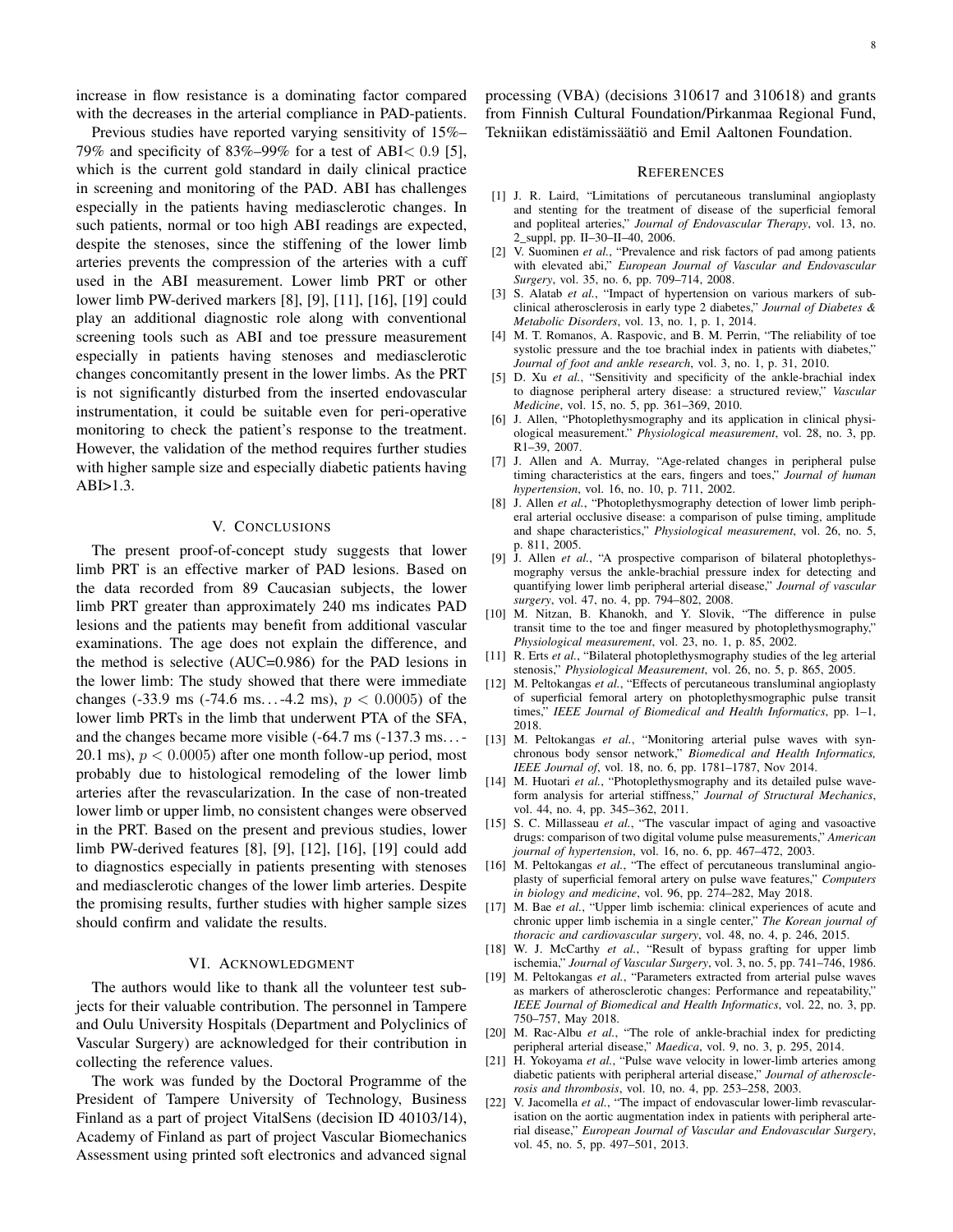increase in flow resistance is a dominating factor compared with the decreases in the arterial compliance in PAD-patients.

Previous studies have reported varying sensitivity of 15%–79% and specificity of 83%–99% for a test of ABI$< 0.9$ [5], which is the current gold standard in daily clinical practice in screening and monitoring of the PAD. ABI has challenges especially in the patients having mediasclerotic changes. In such patients, normal or too high ABI readings are expected, despite the stenoses, since the stiffening of the lower limb arteries prevents the compression of the arteries with a cuff used in the ABI measurement. Lower limb PRT or other lower limb PW-derived markers [8], [9], [11], [16], [19] could play an additional diagnostic role along with conventional screening tools such as ABI and toe pressure measurement especially in patients having stenoses and mediasclerotic changes concomitantly present in the lower limbs. As the PRT is not significantly disturbed from the inserted endovascular instrumentation, it could be suitable even for peri-operative monitoring to check the patient's response to the treatment. However, the validation of the method requires further studies with higher sample size and especially diabetic patients having ABI>1.3.

## V. Conclusions

The present proof-of-concept study suggests that lower limb PRT is an effective marker of PAD lesions. Based on the data recorded from 89 Caucasian subjects, the lower limb PRT greater than approximately 240 ms indicates PAD lesions and the patients may benefit from additional vascular examinations. The age does not explain the difference, and the method is selective (AUC=0.986) for the PAD lesions in the lower limb: The study showed that there were immediate changes (-33.9 ms (-74.6 ms…-4.2 ms), $p < 0.0005$) of the lower limb PRTs in the limb that underwent PTA of the SFA, and the changes became more visible (-64.7 ms (-137.3 ms…-20.1 ms), $p < 0.0005$) after one month follow-up period, most probably due to histological remodeling of the lower limb arteries after the revascularization. In the case of non-treated lower limb or upper limb, no consistent changes were observed in the PRT. Based on the present and previous studies, lower limb PW-derived features [8], [9], [12], [16], [19] could add to diagnostics especially in patients presenting with stenoses and mediasclerotic changes of the lower limb arteries. Despite the promising results, further studies with higher sample sizes should confirm and validate the results.

## VI. Acknowledgment

The authors would like to thank all the volunteer test subjects for their valuable contribution. The personnel in Tampere and Oulu University Hospitals (Department and Polyclinics of Vascular Surgery) are acknowledged for their contribution in collecting the reference values.

The work was funded by the Doctoral Programme of the President of Tampere University of Technology, Business Finland as a part of project VitalSens (decision ID 40103/14), Academy of Finland as part of project Vascular Biomechanics Assessment using printed soft electronics and advanced signal processing (VBA) (decisions 310617 and 310618) and grants from Finnish Cultural Foundation/Pirkanmaa Regional Fund, Tekniikan edistämissäätiö and Emil Aaltonen Foundation.

## References

[1] J. R. Laird, "Limitations of percutaneous transluminal angioplasty and stenting for the treatment of disease of the superficial femoral and popliteal arteries," *Journal of Endovascular Therapy*, vol. 13, no. 2_suppl, pp. II–30–II–40, 2006.

[2] V. Suominen *et al.*, "Prevalence and risk factors of pad among patients with elevated abi," *European Journal of Vascular and Endovascular Surgery*, vol. 35, no. 6, pp. 709–714, 2008.

[3] S. Alatab *et al.*, "Impact of hypertension on various markers of subclinical atherosclerosis in early type 2 diabetes," *Journal of Diabetes & Metabolic Disorders*, vol. 13, no. 1, p. 1, 2014.

[4] M. T. Romanos, A. Raspovic, and B. M. Perrin, "The reliability of toe systolic pressure and the toe brachial index in patients with diabetes," *Journal of foot and ankle research*, vol. 3, no. 1, p. 31, 2010.

[5] D. Xu *et al.*, "Sensitivity and specificity of the ankle-brachial index to diagnose peripheral artery disease: a structured review," *Vascular Medicine*, vol. 15, no. 5, pp. 361–369, 2010.

[6] J. Allen, "Photoplethysmography and its application in clinical physiological measurement." *Physiological measurement*, vol. 28, no. 3, pp. R1–39, 2007.

[7] J. Allen and A. Murray, "Age-related changes in peripheral pulse timing characteristics at the ears, fingers and toes," *Journal of human hypertension*, vol. 16, no. 10, p. 711, 2002.

[8] J. Allen *et al.*, "Photoplethysmography detection of lower limb peripheral arterial occlusive disease: a comparison of pulse timing, amplitude and shape characteristics," *Physiological measurement*, vol. 26, no. 5, p. 811, 2005.

[9] J. Allen *et al.*, "A prospective comparison of bilateral photoplethysmography versus the ankle-brachial pressure index for detecting and quantifying lower limb peripheral arterial disease," *Journal of vascular surgery*, vol. 47, no. 4, pp. 794–802, 2008.

[10] M. Nitzan, B. Khanokh, and Y. Slovik, "The difference in pulse transit time to the toe and finger measured by photoplethysmography," *Physiological measurement*, vol. 23, no. 1, p. 85, 2002.

[11] R. Erts *et al.*, "Bilateral photoplethysmography studies of the leg arterial stenosis," *Physiological Measurement*, vol. 26, no. 5, p. 865, 2005.

[12] M. Peltokangas *et al.*, "Effects of percutaneous transluminal angioplasty of superficial femoral artery on photoplethysmographic pulse transit times," *IEEE Journal of Biomedical and Health Informatics*, pp. 1–1, 2018.

[13] M. Peltokangas *et al.*, "Monitoring arterial pulse waves with synchronous body sensor network," *Biomedical and Health Informatics, IEEE Journal of*, vol. 18, no. 6, pp. 1781–1787, Nov 2014.

[14] M. Huotari *et al.*, "Photoplethysmography and its detailed pulse waveform analysis for arterial stiffness," *Journal of Structural Mechanics*, vol. 44, no. 4, pp. 345–362, 2011.

[15] S. C. Millasseau *et al.*, "The vascular impact of aging and vasoactive drugs: comparison of two digital volume pulse measurements," *American journal of hypertension*, vol. 16, no. 6, pp. 467–472, 2003.

[16] M. Peltokangas *et al.*, "The effect of percutaneous transluminal angioplasty of superficial femoral artery on pulse wave features," *Computers in biology and medicine*, vol. 96, pp. 274–282, May 2018.

[17] M. Bae *et al.*, "Upper limb ischemia: clinical experiences of acute and chronic upper limb ischemia in a single center," *The Korean journal of thoracic and cardiovascular surgery*, vol. 48, no. 4, p. 246, 2015.

[18] W. J. McCarthy *et al.*, "Result of bypass grafting for upper limb ischemia," *Journal of Vascular Surgery*, vol. 3, no. 5, pp. 741–746, 1986.

[19] M. Peltokangas *et al.*, "Parameters extracted from arterial pulse waves as markers of atherosclerotic changes: Performance and repeatability," *IEEE Journal of Biomedical and Health Informatics*, vol. 22, no. 3, pp. 750–757, May 2018.

[20] M. Rac-Albu *et al.*, "The role of ankle-brachial index for predicting peripheral arterial disease," *Maedica*, vol. 9, no. 3, p. 295, 2014.

[21] H. Yokoyama *et al.*, "Pulse wave velocity in lower-limb arteries among diabetic patients with peripheral arterial disease," *Journal of atherosclerosis and thrombosis*, vol. 10, no. 4, pp. 253–258, 2003.

[22] V. Jacomella *et al.*, "The impact of endovascular lower-limb revascularisation on the aortic augmentation index in patients with peripheral arterial disease," *European Journal of Vascular and Endovascular Surgery*, vol. 45, no. 5, pp. 497–501, 2013.